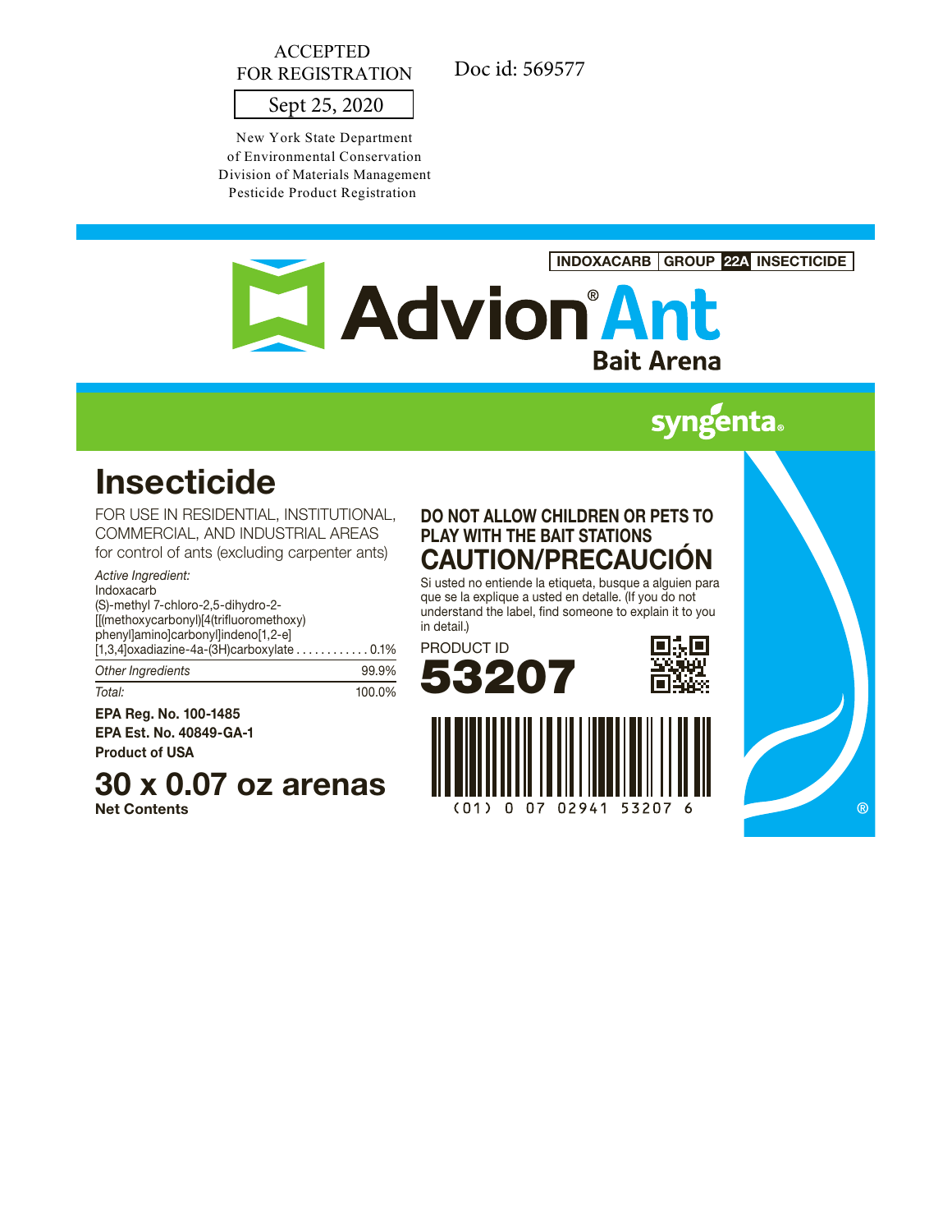ACCEPTED
FOR REGISTRATION

Sept 25, 2020

New York State Department
of Environmental Conservation
Division of Materials Management
Pesticide Product Registration

Doc id: 569577

INDOXACARB | GROUP 22A | INSECTICIDE

# Advion® Ant

## Bait Arena

syngenta®

# Insecticide

FOR USE IN RESIDENTIAL, INSTITUTIONAL, COMMERCIAL, AND INDUSTRIAL AREAS
for control of ants (excluding carpenter ants)

| *Active Ingredient:* | |
|---|---|
| Indoxacarb (S)-methyl 7-chloro-2,5-dihydro-2-[[(methoxycarbonyl)[4(trifluoromethoxy) phenyl]amino]carbonyl]indeno[1,2-e][1,3,4]oxadiazine-4a-(3H)carboxylate | 0.1% |
| *Other Ingredients* | 99.9% |
| *Total:* | 100.0% |

**EPA Reg. No. 100-1485**
**EPA Est. No. 40849-GA-1**
**Product of USA**

# 30 x 0.07 oz arenas

**Net Contents**

**DO NOT ALLOW CHILDREN OR PETS TO PLAY WITH THE BAIT STATIONS**

## CAUTION/PRECAUCIÓN

Si usted no entiende la etiqueta, busque a alguien para que se la explique a usted en detalle. (If you do not understand the label, find someone to explain it to you in detail.)

PRODUCT ID
**53207**

(01) 0 07 02941 53207 6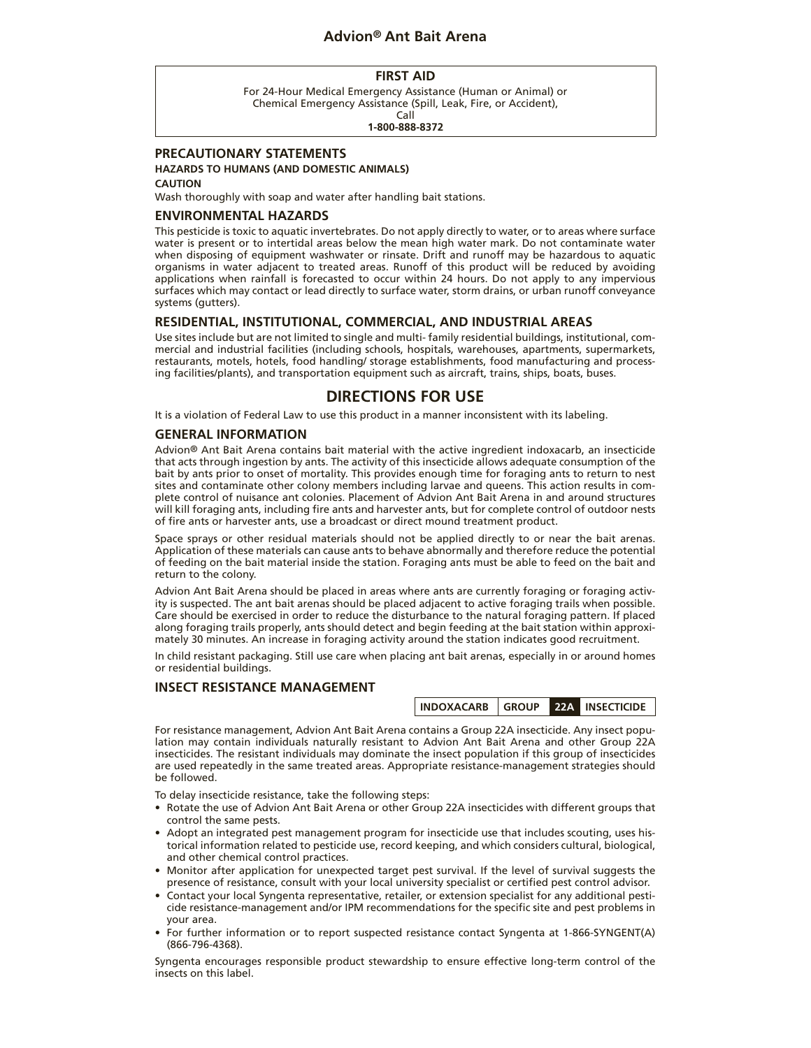# Advion® Ant Bait Arena

## FIRST AID

For 24-Hour Medical Emergency Assistance (Human or Animal) or
Chemical Emergency Assistance (Spill, Leak, Fire, or Accident),
Call
**1-800-888-8372**

## PRECAUTIONARY STATEMENTS

**HAZARDS TO HUMANS (AND DOMESTIC ANIMALS)**

**CAUTION**

Wash thoroughly with soap and water after handling bait stations.

## ENVIRONMENTAL HAZARDS

This pesticide is toxic to aquatic invertebrates. Do not apply directly to water, or to areas where surface water is present or to intertidal areas below the mean high water mark. Do not contaminate water when disposing of equipment washwater or rinsate. Drift and runoff may be hazardous to aquatic organisms in water adjacent to treated areas. Runoff of this product will be reduced by avoiding applications when rainfall is forecasted to occur within 24 hours. Do not apply to any impervious surfaces which may contact or lead directly to surface water, storm drains, or urban runoff conveyance systems (gutters).

## RESIDENTIAL, INSTITUTIONAL, COMMERCIAL, AND INDUSTRIAL AREAS

Use sites include but are not limited to single and multi- family residential buildings, institutional, commercial and industrial facilities (including schools, hospitals, warehouses, apartments, supermarkets, restaurants, motels, hotels, food handling/ storage establishments, food manufacturing and processing facilities/plants), and transportation equipment such as aircraft, trains, ships, boats, buses.

# DIRECTIONS FOR USE

It is a violation of Federal Law to use this product in a manner inconsistent with its labeling.

## GENERAL INFORMATION

Advion® Ant Bait Arena contains bait material with the active ingredient indoxacarb, an insecticide that acts through ingestion by ants. The activity of this insecticide allows adequate consumption of the bait by ants prior to onset of mortality. This provides enough time for foraging ants to return to nest sites and contaminate other colony members including larvae and queens. This action results in complete control of nuisance ant colonies. Placement of Advion Ant Bait Arena in and around structures will kill foraging ants, including fire ants and harvester ants, but for complete control of outdoor nests of fire ants or harvester ants, use a broadcast or direct mound treatment product.

Space sprays or other residual materials should not be applied directly to or near the bait arenas. Application of these materials can cause ants to behave abnormally and therefore reduce the potential of feeding on the bait material inside the station. Foraging ants must be able to feed on the bait and return to the colony.

Advion Ant Bait Arena should be placed in areas where ants are currently foraging or foraging activity is suspected. The ant bait arenas should be placed adjacent to active foraging trails when possible. Care should be exercised in order to reduce the disturbance to the natural foraging pattern. If placed along foraging trails properly, ants should detect and begin feeding at the bait station within approximately 30 minutes. An increase in foraging activity around the station indicates good recruitment.

In child resistant packaging. Still use care when placing ant bait arenas, especially in or around homes or residential buildings.

## INSECT RESISTANCE MANAGEMENT

| INDOXACARB | GROUP | 22A | INSECTICIDE |
|---|---|---|---|

For resistance management, Advion Ant Bait Arena contains a Group 22A insecticide. Any insect population may contain individuals naturally resistant to Advion Ant Bait Arena and other Group 22A insecticides. The resistant individuals may dominate the insect population if this group of insecticides are used repeatedly in the same treated areas. Appropriate resistance-management strategies should be followed.

To delay insecticide resistance, take the following steps:

- Rotate the use of Advion Ant Bait Arena or other Group 22A insecticides with different groups that control the same pests.
- Adopt an integrated pest management program for insecticide use that includes scouting, uses historical information related to pesticide use, record keeping, and which considers cultural, biological, and other chemical control practices.
- Monitor after application for unexpected target pest survival. If the level of survival suggests the presence of resistance, consult with your local university specialist or certified pest control advisor.
- Contact your local Syngenta representative, retailer, or extension specialist for any additional pesticide resistance-management and/or IPM recommendations for the specific site and pest problems in your area.
- For further information or to report suspected resistance contact Syngenta at 1-866-SYNGENT(A) (866-796-4368).

Syngenta encourages responsible product stewardship to ensure effective long-term control of the insects on this label.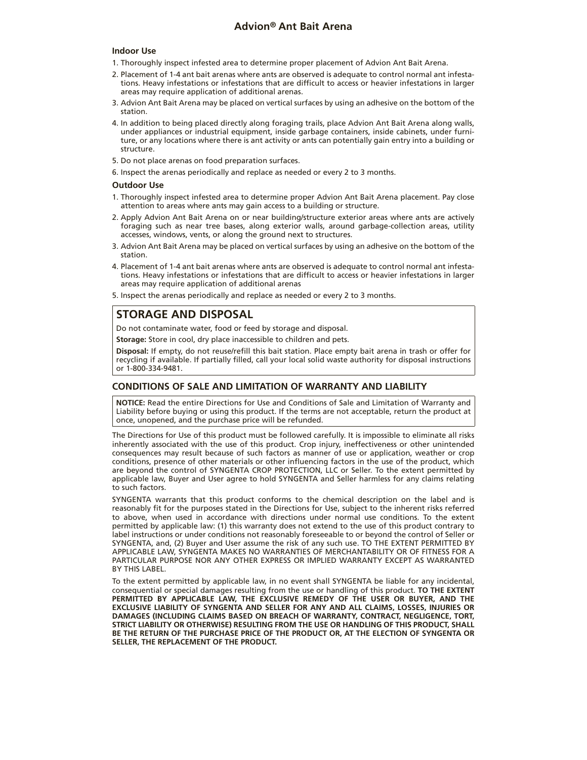### Indoor Use

1. Thoroughly inspect infested area to determine proper placement of Advion Ant Bait Arena.
2. Placement of 1-4 ant bait arenas where ants are observed is adequate to control normal ant infestations. Heavy infestations or infestations that are difficult to access or heavier infestations in larger areas may require application of additional arenas.
3. Advion Ant Bait Arena may be placed on vertical surfaces by using an adhesive on the bottom of the station.
4. In addition to being placed directly along foraging trails, place Advion Ant Bait Arena along walls, under appliances or industrial equipment, inside garbage containers, inside cabinets, under furniture, or any locations where there is ant activity or ants can potentially gain entry into a building or structure.
5. Do not place arenas on food preparation surfaces.
6. Inspect the arenas periodically and replace as needed or every 2 to 3 months.

### Outdoor Use

1. Thoroughly inspect infested area to determine proper Advion Ant Bait Arena placement. Pay close attention to areas where ants may gain access to a building or structure.
2. Apply Advion Ant Bait Arena on or near building/structure exterior areas where ants are actively foraging such as near tree bases, along exterior walls, around garbage-collection areas, utility accesses, windows, vents, or along the ground next to structures.
3. Advion Ant Bait Arena may be placed on vertical surfaces by using an adhesive on the bottom of the station.
4. Placement of 1-4 ant bait arenas where ants are observed is adequate to control normal ant infestations. Heavy infestations or infestations that are difficult to access or heavier infestations in larger areas may require application of additional arenas
5. Inspect the arenas periodically and replace as needed or every 2 to 3 months.

## STORAGE AND DISPOSAL

Do not contaminate water, food or feed by storage and disposal.

**Storage:** Store in cool, dry place inaccessible to children and pets.

**Disposal:** If empty, do not reuse/refill this bait station. Place empty bait arena in trash or offer for recycling if available. If partially filled, call your local solid waste authority for disposal instructions or 1-800-334-9481.

## CONDITIONS OF SALE AND LIMITATION OF WARRANTY AND LIABILITY

**NOTICE:** Read the entire Directions for Use and Conditions of Sale and Limitation of Warranty and Liability before buying or using this product. If the terms are not acceptable, return the product at once, unopened, and the purchase price will be refunded.

The Directions for Use of this product must be followed carefully. It is impossible to eliminate all risks inherently associated with the use of this product. Crop injury, ineffectiveness or other unintended consequences may result because of such factors as manner of use or application, weather or crop conditions, presence of other materials or other influencing factors in the use of the product, which are beyond the control of SYNGENTA CROP PROTECTION, LLC or Seller. To the extent permitted by applicable law, Buyer and User agree to hold SYNGENTA and Seller harmless for any claims relating to such factors.

SYNGENTA warrants that this product conforms to the chemical description on the label and is reasonably fit for the purposes stated in the Directions for Use, subject to the inherent risks referred to above, when used in accordance with directions under normal use conditions. To the extent permitted by applicable law: (1) this warranty does not extend to the use of this product contrary to label instructions or under conditions not reasonably foreseeable to or beyond the control of Seller or SYNGENTA, and, (2) Buyer and User assume the risk of any such use. TO THE EXTENT PERMITTED BY APPLICABLE LAW, SYNGENTA MAKES NO WARRANTIES OF MERCHANTABILITY OR OF FITNESS FOR A PARTICULAR PURPOSE NOR ANY OTHER EXPRESS OR IMPLIED WARRANTY EXCEPT AS WARRANTED BY THIS LABEL.

To the extent permitted by applicable law, in no event shall SYNGENTA be liable for any incidental, consequential or special damages resulting from the use or handling of this product. **TO THE EXTENT PERMITTED BY APPLICABLE LAW, THE EXCLUSIVE REMEDY OF THE USER OR BUYER, AND THE EXCLUSIVE LIABILITY OF SYNGENTA AND SELLER FOR ANY AND ALL CLAIMS, LOSSES, INJURIES OR DAMAGES (INCLUDING CLAIMS BASED ON BREACH OF WARRANTY, CONTRACT, NEGLIGENCE, TORT, STRICT LIABILITY OR OTHERWISE) RESULTING FROM THE USE OR HANDLING OF THIS PRODUCT, SHALL BE THE RETURN OF THE PURCHASE PRICE OF THE PRODUCT OR, AT THE ELECTION OF SYNGENTA OR SELLER, THE REPLACEMENT OF THE PRODUCT.**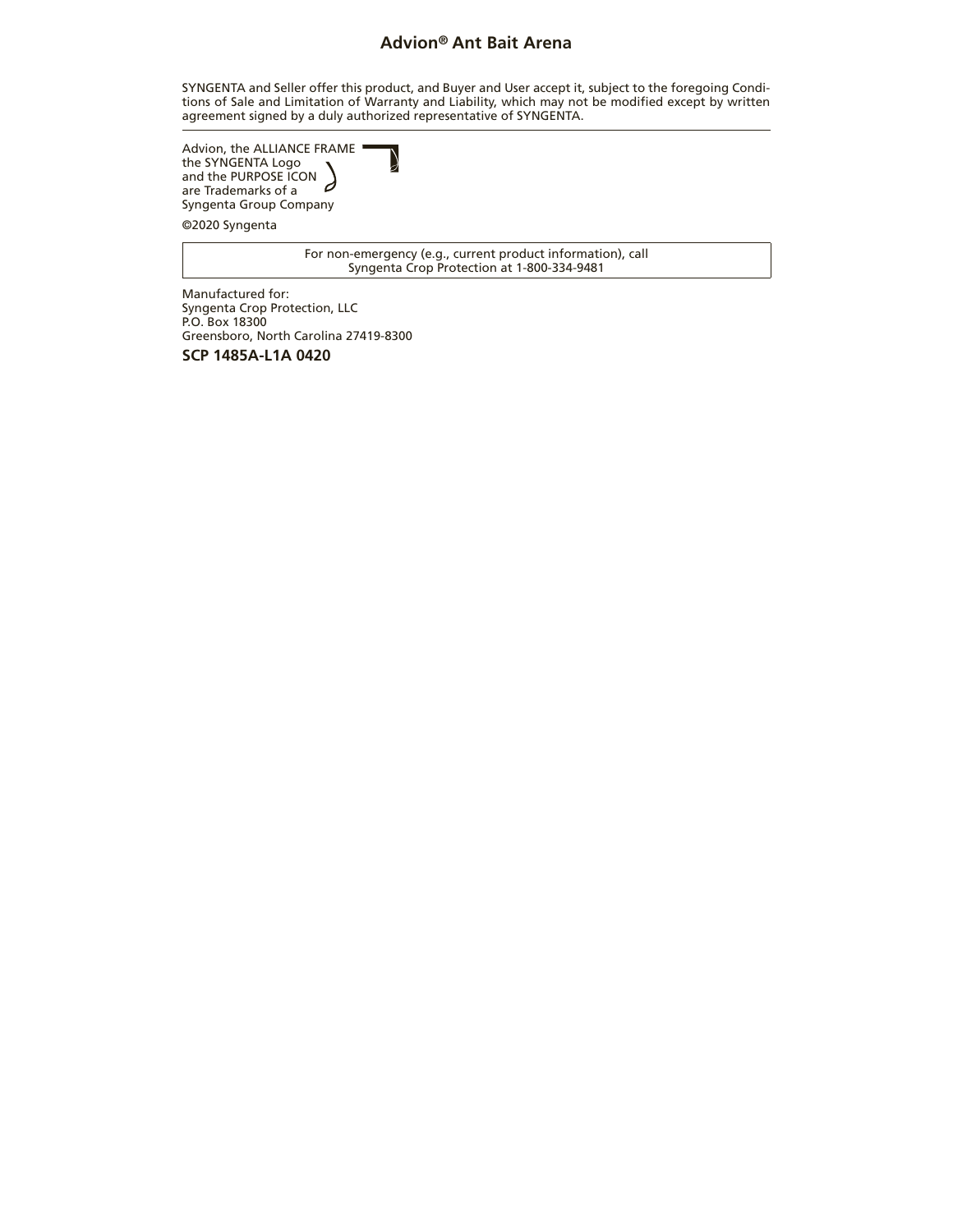SYNGENTA and Seller offer this product, and Buyer and User accept it, subject to the foregoing Conditions of Sale and Limitation of Warranty and Liability, which may not be modified except by written agreement signed by a duly authorized representative of SYNGENTA.

---

Advion, the ALLIANCE FRAME
the SYNGENTA Logo
and the PURPOSE ICON
are Trademarks of a
Syngenta Group Company

©2020 Syngenta

| |
|---|
| For non-emergency (e.g., current product information), call Syngenta Crop Protection at 1-800-334-9481 |

Manufactured for:
Syngenta Crop Protection, LLC
P.O. Box 18300
Greensboro, North Carolina 27419-8300

**SCP 1485A-L1A 0420**